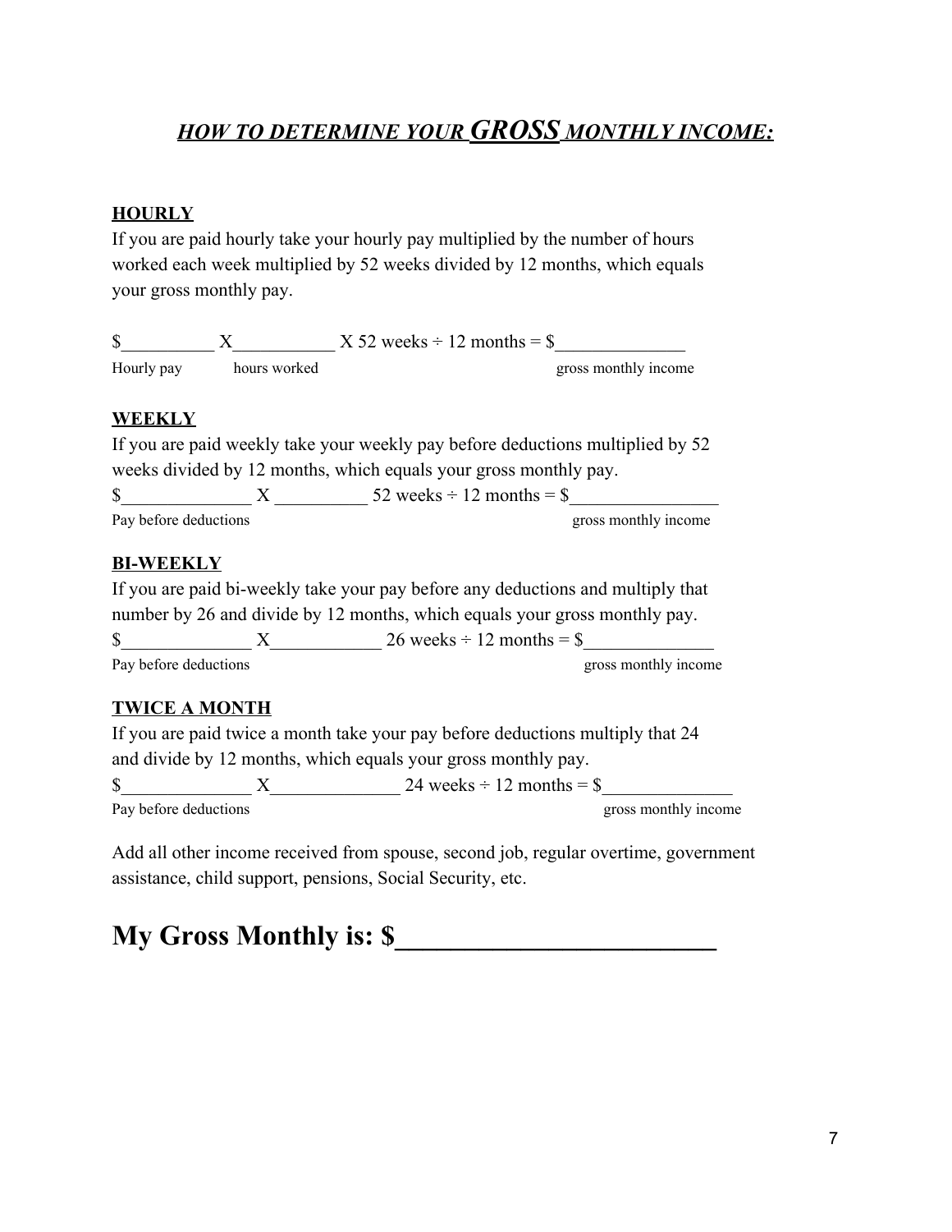# ***HOW TO DETERMINE YOUR GROSS MONTHLY INCOME:***

**HOURLY**

If you are paid hourly take your hourly pay multiplied by the number of hours worked each week multiplied by 52 weeks divided by 12 months, which equals your gross monthly pay.

$__________ X___________ X 52 weeks ÷ 12 months = $______________

Hourly pay          hours worked                                        gross monthly income

**WEEKLY**

If you are paid weekly take your weekly pay before deductions multiplied by 52 weeks divided by 12 months, which equals your gross monthly pay.

$______________ X __________ 52 weeks ÷ 12 months = $________________

Pay before deductions                                        gross monthly income

**BI-WEEKLY**

If you are paid bi-weekly take your pay before any deductions and multiply that number by 26 and divide by 12 months, which equals your gross monthly pay.

$______________ X____________ 26 weeks ÷ 12 months = $______________

Pay before deductions                                        gross monthly income

**TWICE A MONTH**

If you are paid twice a month take your pay before deductions multiply that 24 and divide by 12 months, which equals your gross monthly pay.

$______________ X______________ 24 weeks ÷ 12 months = $______________

Pay before deductions                                        gross monthly income

Add all other income received from spouse, second job, regular overtime, government assistance, child support, pensions, Social Security, etc.

# My Gross Monthly is: $________________________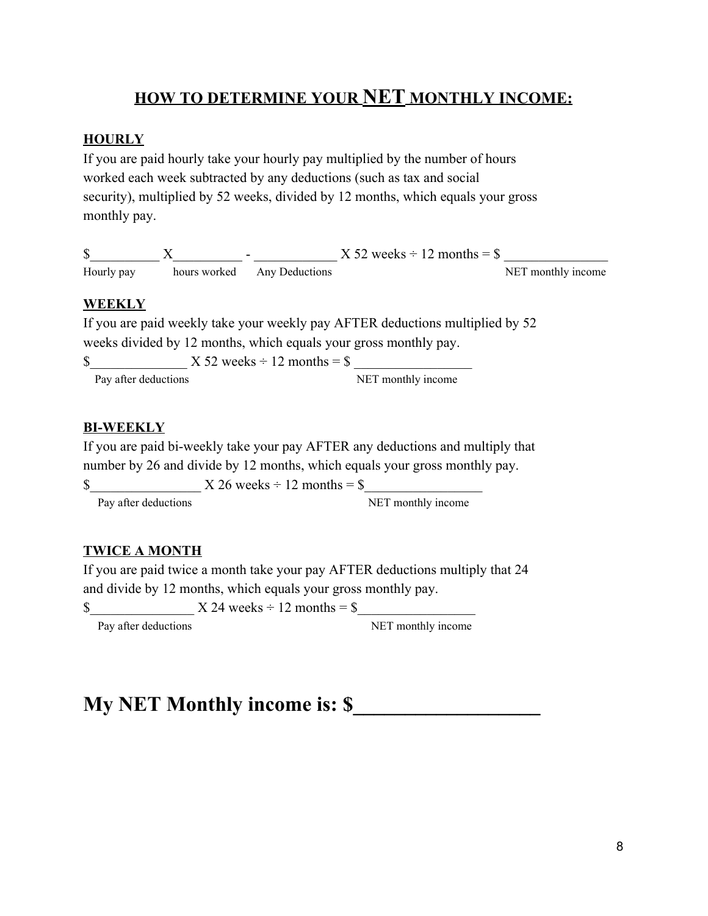# HOW TO DETERMINE YOUR NET MONTHLY INCOME:

**HOURLY**

If you are paid hourly take your hourly pay multiplied by the number of hours worked each week subtracted by any deductions (such as tax and social security), multiplied by 52 weeks, divided by 12 months, which equals your gross monthly pay.

$__________ X__________ - ____________ X 52 weeks ÷ 12 months = $ _______________

Hourly pay &nbsp;&nbsp;&nbsp; hours worked &nbsp;&nbsp;&nbsp; Any Deductions &nbsp;&nbsp;&nbsp;&nbsp;&nbsp;&nbsp;&nbsp;&nbsp;&nbsp;&nbsp;&nbsp;&nbsp; NET monthly income

**WEEKLY**

If you are paid weekly take your weekly pay AFTER deductions multiplied by 52 weeks divided by 12 months, which equals your gross monthly pay.

$______________ X 52 weeks ÷ 12 months = $ _________________

Pay after deductions &nbsp;&nbsp;&nbsp;&nbsp;&nbsp;&nbsp;&nbsp;&nbsp;&nbsp;&nbsp;&nbsp;&nbsp; NET monthly income

**BI-WEEKLY**

If you are paid bi-weekly take your pay AFTER any deductions and multiply that number by 26 and divide by 12 months, which equals your gross monthly pay.

$________________ X 26 weeks ÷ 12 months = $_________________

Pay after deductions &nbsp;&nbsp;&nbsp;&nbsp;&nbsp;&nbsp;&nbsp;&nbsp;&nbsp;&nbsp;&nbsp;&nbsp; NET monthly income

**TWICE A MONTH**

If you are paid twice a month take your pay AFTER deductions multiply that 24 and divide by 12 months, which equals your gross monthly pay.

$_______________ X 24 weeks ÷ 12 months = $_________________

Pay after deductions &nbsp;&nbsp;&nbsp;&nbsp;&nbsp;&nbsp;&nbsp;&nbsp;&nbsp;&nbsp;&nbsp;&nbsp; NET monthly income

# My NET Monthly income is: $__________________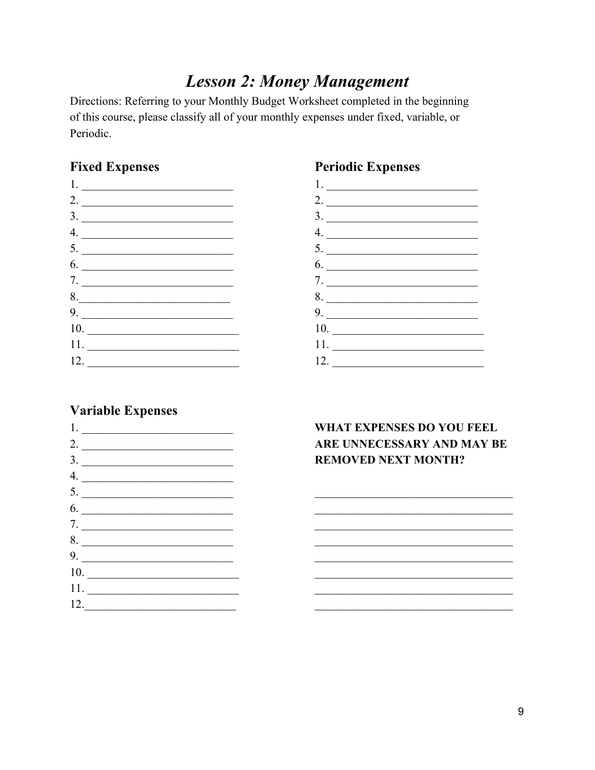# *Lesson 2: Money Management*

Directions: Referring to your Monthly Budget Worksheet completed in the beginning of this course, please classify all of your monthly expenses under fixed, variable, or Periodic.

## Fixed Expenses

1. ___________________________
2. ___________________________
3. ___________________________
4. ___________________________
5. ___________________________
6. ___________________________
7. ___________________________
8. ___________________________
9. ___________________________
10. ___________________________
11. ___________________________
12. ___________________________

## Periodic Expenses

1. ___________________________
2. ___________________________
3. ___________________________
4. ___________________________
5. ___________________________
6. ___________________________
7. ___________________________
8. ___________________________
9. ___________________________
10. ___________________________
11. ___________________________
12. ___________________________

## Variable Expenses

1. ___________________________
2. ___________________________
3. ___________________________
4. ___________________________
5. ___________________________
6. ___________________________
7. ___________________________
8. ___________________________
9. ___________________________
10. ___________________________
11. ___________________________
12. ___________________________

**WHAT EXPENSES DO YOU FEEL ARE UNNECESSARY AND MAY BE REMOVED NEXT MONTH?**

____________________________________

____________________________________

____________________________________

____________________________________

____________________________________

____________________________________

____________________________________

____________________________________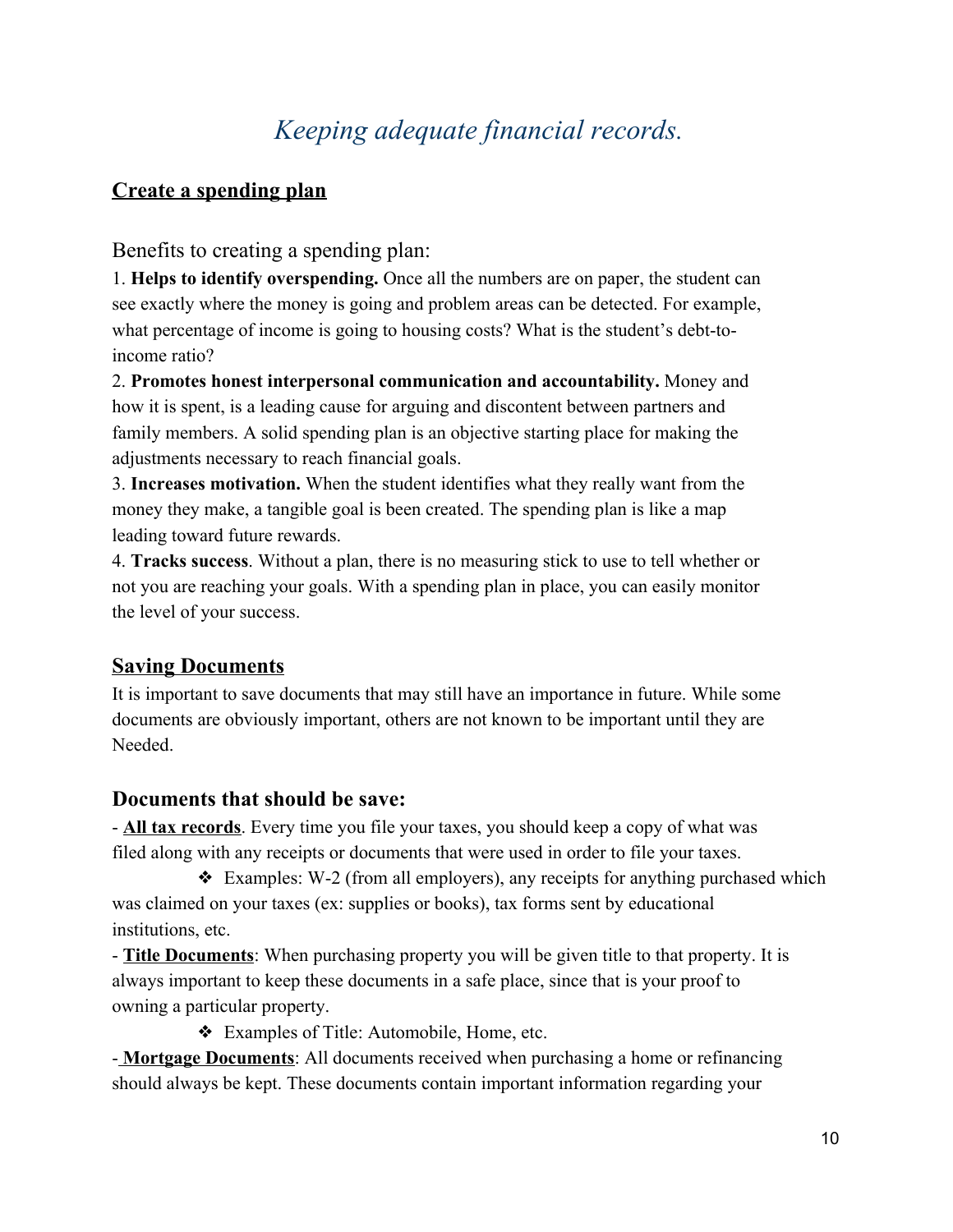# *Keeping adequate financial records.*

## Create a spending plan

Benefits to creating a spending plan:

1. **Helps to identify overspending.** Once all the numbers are on paper, the student can see exactly where the money is going and problem areas can be detected. For example, what percentage of income is going to housing costs? What is the student's debt-to-income ratio?
2. **Promotes honest interpersonal communication and accountability.** Money and how it is spent, is a leading cause for arguing and discontent between partners and family members. A solid spending plan is an objective starting place for making the adjustments necessary to reach financial goals.
3. **Increases motivation.** When the student identifies what they really want from the money they make, a tangible goal is been created. The spending plan is like a map leading toward future rewards.
4. **Tracks success**. Without a plan, there is no measuring stick to use to tell whether or not you are reaching your goals. With a spending plan in place, you can easily monitor the level of your success.

## Saving Documents

It is important to save documents that may still have an importance in future. While some documents are obviously important, others are not known to be important until they are Needed.

### Documents that should be save:

- **All tax records**. Every time you file your taxes, you should keep a copy of what was filed along with any receipts or documents that were used in order to file your taxes.
  - ❖ Examples: W-2 (from all employers), any receipts for anything purchased which was claimed on your taxes (ex: supplies or books), tax forms sent by educational institutions, etc.
- **Title Documents**: When purchasing property you will be given title to that property. It is always important to keep these documents in a safe place, since that is your proof to owning a particular property.
  - ❖ Examples of Title: Automobile, Home, etc.
- **Mortgage Documents**: All documents received when purchasing a home or refinancing should always be kept. These documents contain important information regarding your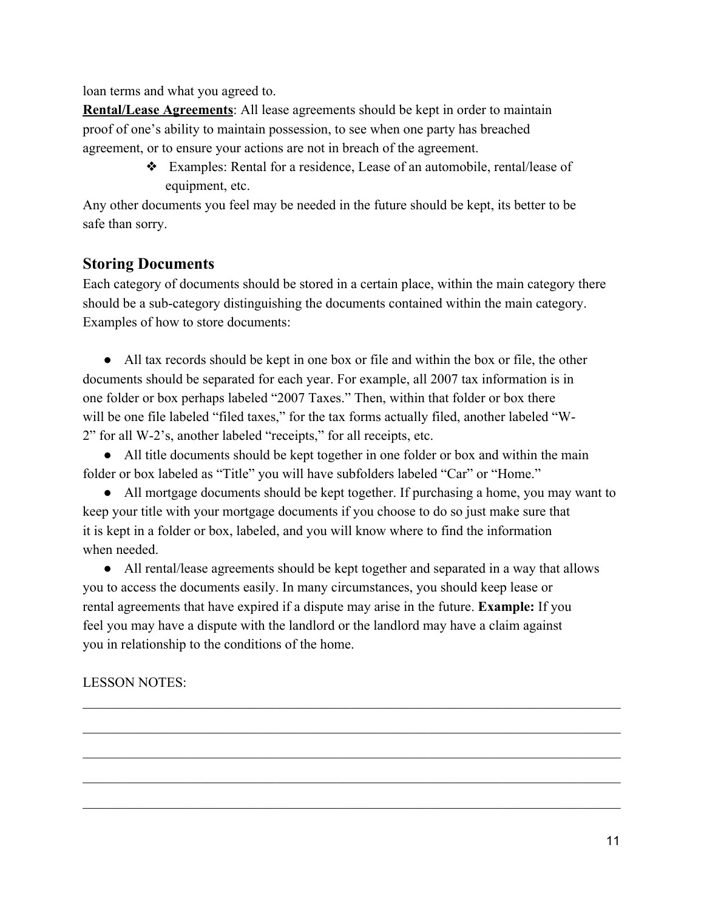loan terms and what you agreed to.

**Rental/Lease Agreements**: All lease agreements should be kept in order to maintain proof of one's ability to maintain possession, to see when one party has breached agreement, or to ensure your actions are not in breach of the agreement.

- ❖ Examples: Rental for a residence, Lease of an automobile, rental/lease of equipment, etc.

Any other documents you feel may be needed in the future should be kept, its better to be safe than sorry.

## Storing Documents

Each category of documents should be stored in a certain place, within the main category there should be a sub-category distinguishing the documents contained within the main category. Examples of how to store documents:

- All tax records should be kept in one box or file and within the box or file, the other documents should be separated for each year. For example, all 2007 tax information is in one folder or box perhaps labeled "2007 Taxes." Then, within that folder or box there will be one file labeled "filed taxes," for the tax forms actually filed, another labeled "W-2" for all W-2's, another labeled "receipts," for all receipts, etc.
- All title documents should be kept together in one folder or box and within the main folder or box labeled as "Title" you will have subfolders labeled "Car" or "Home."
- All mortgage documents should be kept together. If purchasing a home, you may want to keep your title with your mortgage documents if you choose to do so just make sure that it is kept in a folder or box, labeled, and you will know where to find the information when needed.
- All rental/lease agreements should be kept together and separated in a way that allows you to access the documents easily. In many circumstances, you should keep lease or rental agreements that have expired if a dispute may arise in the future. **Example:** If you feel you may have a dispute with the landlord or the landlord may have a claim against you in relationship to the conditions of the home.

LESSON NOTES:

______________________________________________________________________________

______________________________________________________________________________

______________________________________________________________________________

______________________________________________________________________________

______________________________________________________________________________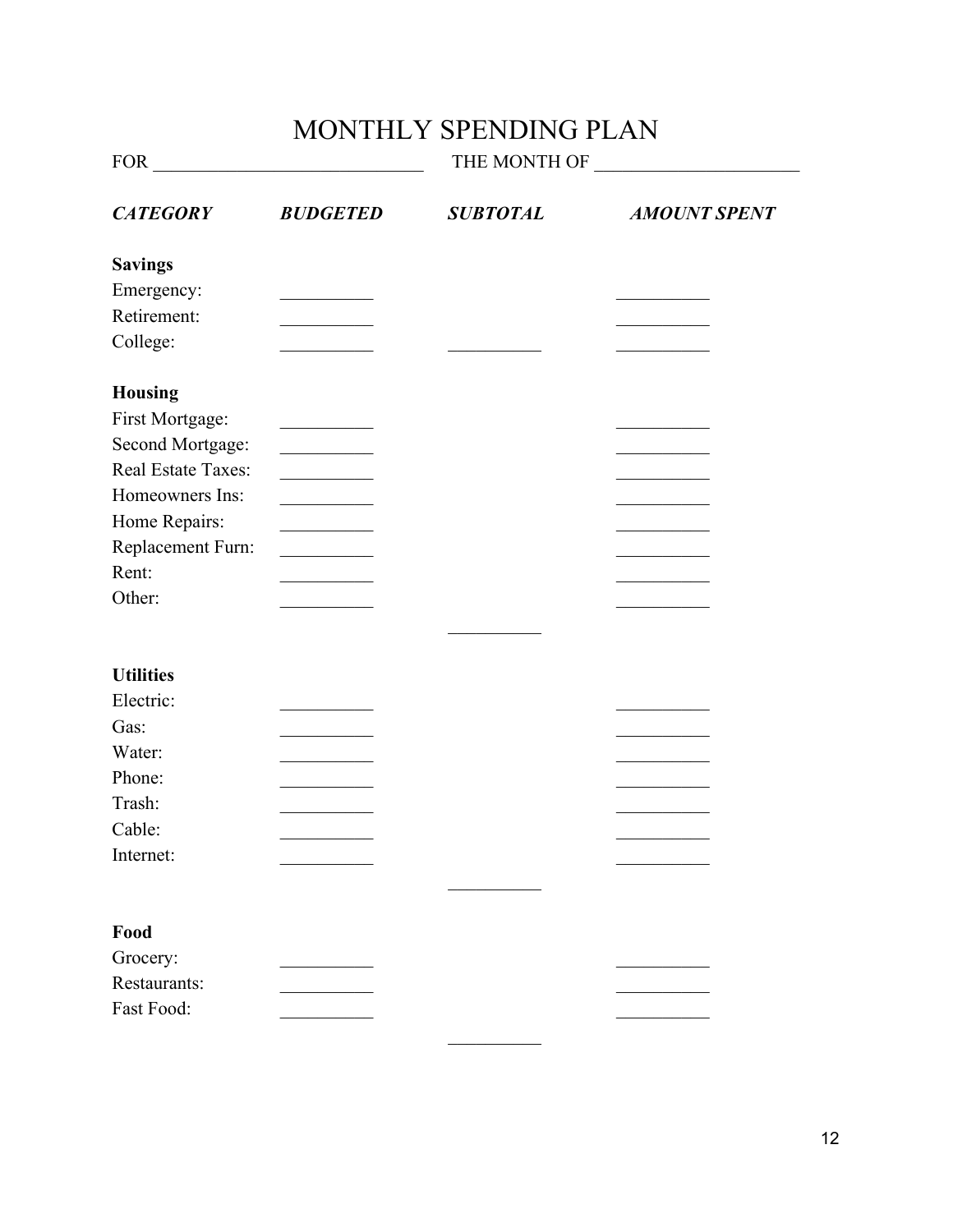# MONTHLY SPENDING PLAN

FOR ______________________________ THE MONTH OF ______________________

| *CATEGORY* | *BUDGETED* | *SUBTOTAL* | *AMOUNT SPENT* |
|---|---|---|---|
| **Savings** | | | |
| Emergency: | __________ | | __________ |
| Retirement: | __________ | | __________ |
| College: | __________ | __________ | __________ |
| **Housing** | | | |
| First Mortgage: | __________ | | __________ |
| Second Mortgage: | __________ | | __________ |
| Real Estate Taxes: | __________ | | __________ |
| Homeowners Ins: | __________ | | __________ |
| Home Repairs: | __________ | | __________ |
| Replacement Furn: | __________ | | __________ |
| Rent: | __________ | | __________ |
| Other: | __________ | | __________ |
| | | __________ | |
| **Utilities** | | | |
| Electric: | __________ | | __________ |
| Gas: | __________ | | __________ |
| Water: | __________ | | __________ |
| Phone: | __________ | | __________ |
| Trash: | __________ | | __________ |
| Cable: | __________ | | __________ |
| Internet: | __________ | | __________ |
| | | __________ | |
| **Food** | | | |
| Grocery: | __________ | | __________ |
| Restaurants: | __________ | | __________ |
| Fast Food: | __________ | | __________ |
| | | __________ | |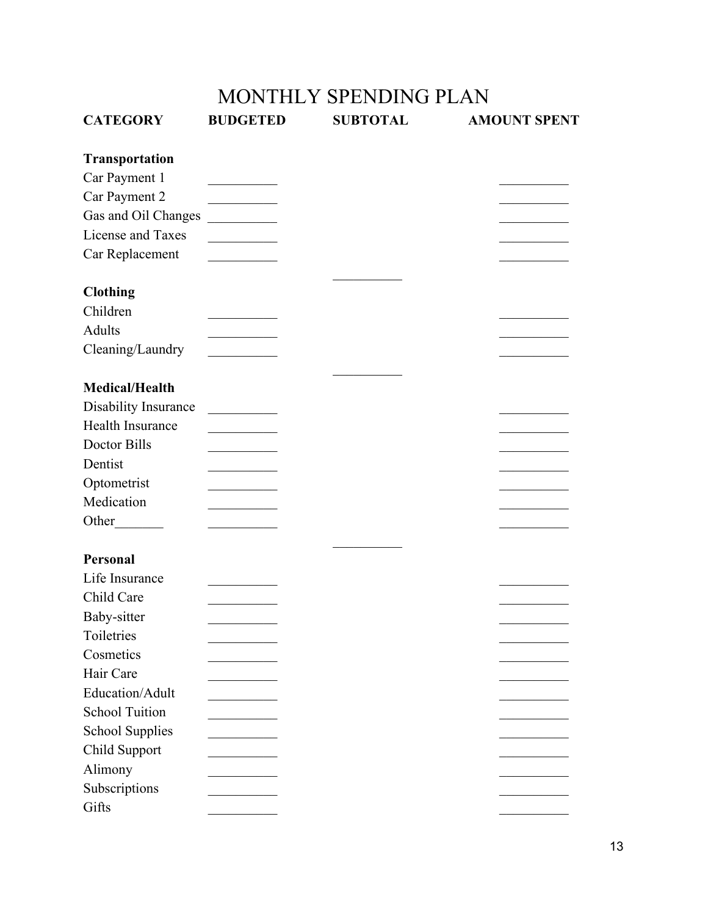# MONTHLY SPENDING PLAN

| CATEGORY | BUDGETED | SUBTOTAL | AMOUNT SPENT |
| --- | --- | --- | --- |
| **Transportation** | | | |
| Car Payment 1 | __________ | | __________ |
| Car Payment 2 | __________ | | __________ |
| Gas and Oil Changes | __________ | | __________ |
| License and Taxes | __________ | | __________ |
| Car Replacement | __________ | | __________ |
| | | __________ | |
| **Clothing** | | | |
| Children | __________ | | __________ |
| Adults | __________ | | __________ |
| Cleaning/Laundry | __________ | | __________ |
| | | __________ | |
| **Medical/Health** | | | |
| Disability Insurance | __________ | | __________ |
| Health Insurance | __________ | | __________ |
| Doctor Bills | __________ | | __________ |
| Dentist | __________ | | __________ |
| Optometrist | __________ | | __________ |
| Medication | __________ | | __________ |
| Other_______ | __________ | | __________ |
| | | __________ | |
| **Personal** | | | |
| Life Insurance | __________ | | __________ |
| Child Care | __________ | | __________ |
| Baby-sitter | __________ | | __________ |
| Toiletries | __________ | | __________ |
| Cosmetics | __________ | | __________ |
| Hair Care | __________ | | __________ |
| Education/Adult | __________ | | __________ |
| School Tuition | __________ | | __________ |
| School Supplies | __________ | | __________ |
| Child Support | __________ | | __________ |
| Alimony | __________ | | __________ |
| Subscriptions | __________ | | __________ |
| Gifts | __________ | | __________ |